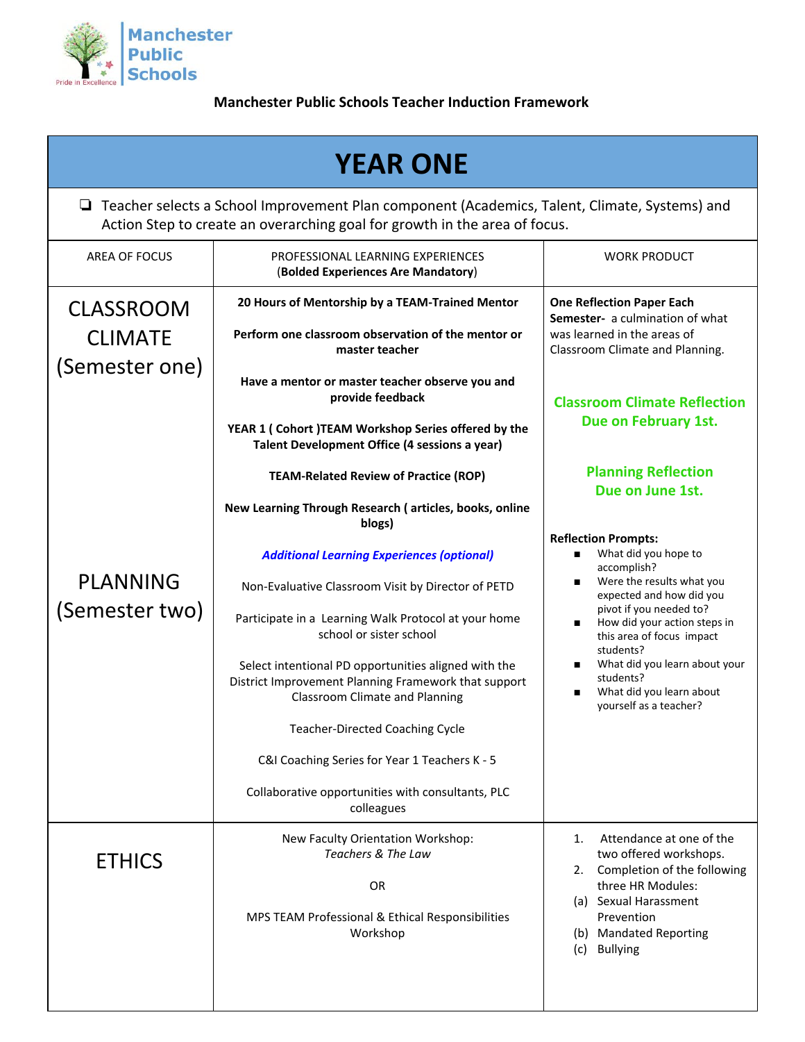Manchester Public Schools

Pride in Excellence

**Manchester Public Schools Teacher Induction Framework**

# YEAR ONE

- [ ] Teacher selects a School Improvement Plan component (Academics, Talent, Climate, Systems) and Action Step to create an overarching goal for growth in the area of focus.

| AREA OF FOCUS | PROFESSIONAL LEARNING EXPERIENCES (**Bolded Experiences Are Mandatory**) | WORK PRODUCT |
|---|---|---|
| CLASSROOM CLIMATE (Semester one)<br><br>PLANNING (Semester two) | **20 Hours of Mentorship by a TEAM-Trained Mentor**<br><br>**Perform one classroom observation of the mentor or master teacher**<br><br>**Have a mentor or master teacher observe you and provide feedback**<br><br>**YEAR 1 ( Cohort )TEAM Workshop Series offered by the Talent Development Office (4 sessions a year)**<br><br>**TEAM-Related Review of Practice (ROP)**<br><br>**New Learning Through Research ( articles, books, online blogs)**<br><br>***Additional Learning Experiences (optional)***<br><br>Non-Evaluative Classroom Visit by Director of PETD<br><br>Participate in a Learning Walk Protocol at your home school or sister school<br><br>Select intentional PD opportunities aligned with the District Improvement Planning Framework that support Classroom Climate and Planning<br><br>Teacher-Directed Coaching Cycle<br><br>C&I Coaching Series for Year 1 Teachers K - 5<br><br>Collaborative opportunities with consultants, PLC colleagues | **One Reflection Paper Each Semester-** a culmination of what was learned in the areas of Classroom Climate and Planning.<br><br>**Classroom Climate Reflection Due on February 1st.**<br><br>**Planning Reflection Due on June 1st.**<br><br>**Reflection Prompts:**<br>▪ What did you hope to accomplish?<br>▪ Were the results what you expected and how did you pivot if you needed to?<br>▪ How did your action steps in this area of focus impact students?<br>▪ What did you learn about your students?<br>▪ What did you learn about yourself as a teacher? |
| ETHICS | New Faculty Orientation Workshop: *Teachers & The Law*<br><br>OR<br><br>MPS TEAM Professional & Ethical Responsibilities Workshop | 1. Attendance at one of the two offered workshops.<br>2. Completion of the following three HR Modules:<br>(a) Sexual Harassment Prevention<br>(b) Mandated Reporting<br>(c) Bullying |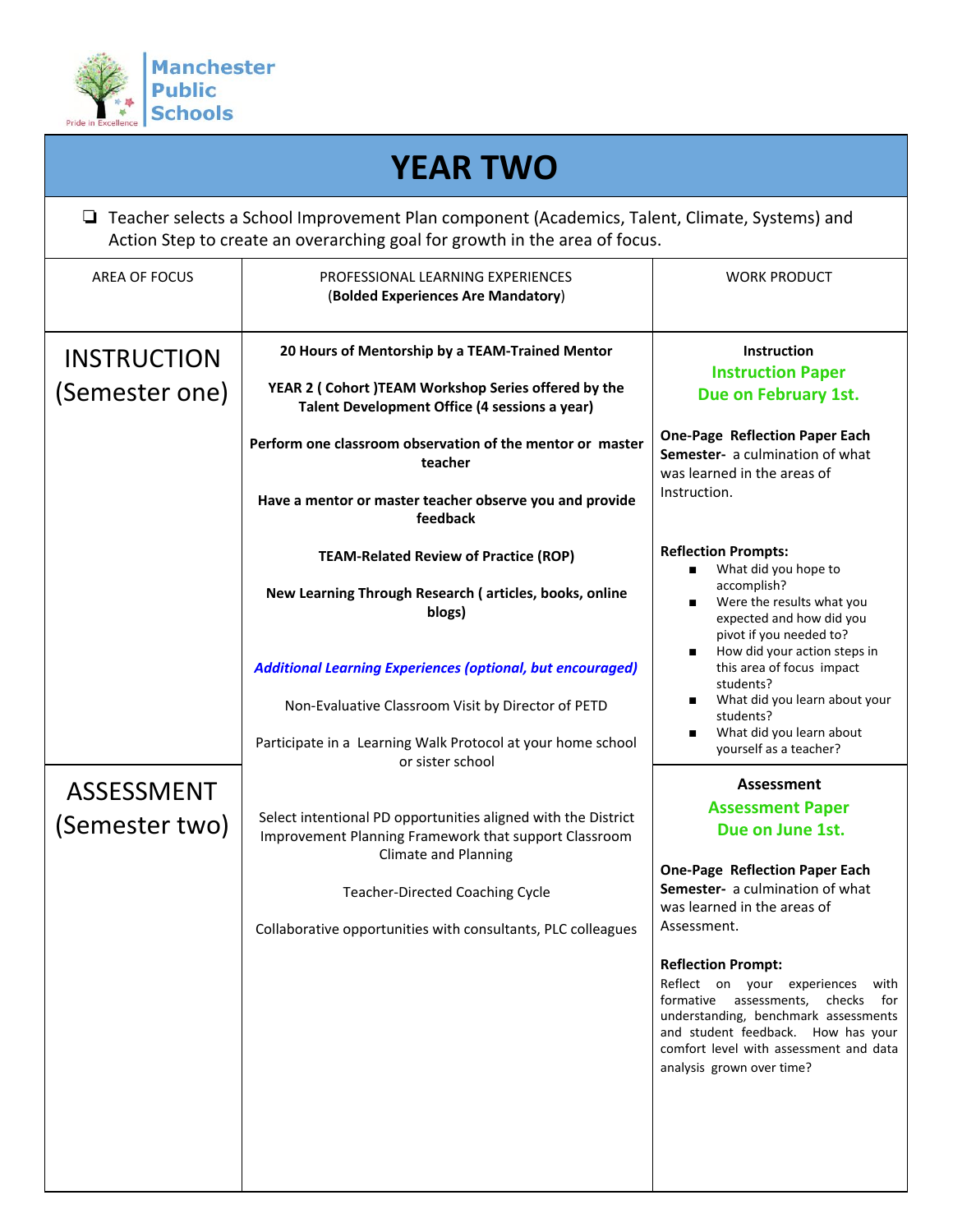Manchester Public Schools

Pride in Excellence

# YEAR TWO

- [ ] Teacher selects a School Improvement Plan component (Academics, Talent, Climate, Systems) and Action Step to create an overarching goal for growth in the area of focus.

| AREA OF FOCUS | PROFESSIONAL LEARNING EXPERIENCES (**Bolded Experiences Are Mandatory**) | WORK PRODUCT |
|---|---|---|
| INSTRUCTION (Semester one) | **20 Hours of Mentorship by a TEAM-Trained Mentor**<br><br>**YEAR 2 ( Cohort )TEAM Workshop Series offered by the Talent Development Office (4 sessions a year)**<br><br>**Perform one classroom observation of the mentor or master teacher**<br><br>**Have a mentor or master teacher observe you and provide feedback**<br><br>**TEAM-Related Review of Practice (ROP)**<br><br>**New Learning Through Research ( articles, books, online blogs)**<br><br>***Additional Learning Experiences (optional, but encouraged)***<br><br>Non-Evaluative Classroom Visit by Director of PETD<br><br>Participate in a Learning Walk Protocol at your home school or sister school<br><br>Select intentional PD opportunities aligned with the District Improvement Planning Framework that support Classroom Climate and Planning<br><br>Teacher-Directed Coaching Cycle<br><br>Collaborative opportunities with consultants, PLC colleagues | **Instruction**<br>**Instruction Paper Due on February 1st.**<br><br>**One-Page Reflection Paper Each Semester-** a culmination of what was learned in the areas of Instruction.<br><br>**Reflection Prompts:**<br>- What did you hope to accomplish?<br>- Were the results what you expected and how did you pivot if you needed to?<br>- How did your action steps in this area of focus impact students?<br>- What did you learn about your students?<br>- What did you learn about yourself as a teacher? |
| ASSESSMENT (Semester two) | | **Assessment**<br>**Assessment Paper Due on June 1st.**<br><br>**One-Page Reflection Paper Each Semester-** a culmination of what was learned in the areas of Assessment.<br><br>**Reflection Prompt:**<br>Reflect on your experiences with formative assessments, checks for understanding, benchmark assessments and student feedback. How has your comfort level with assessment and data analysis grown over time? |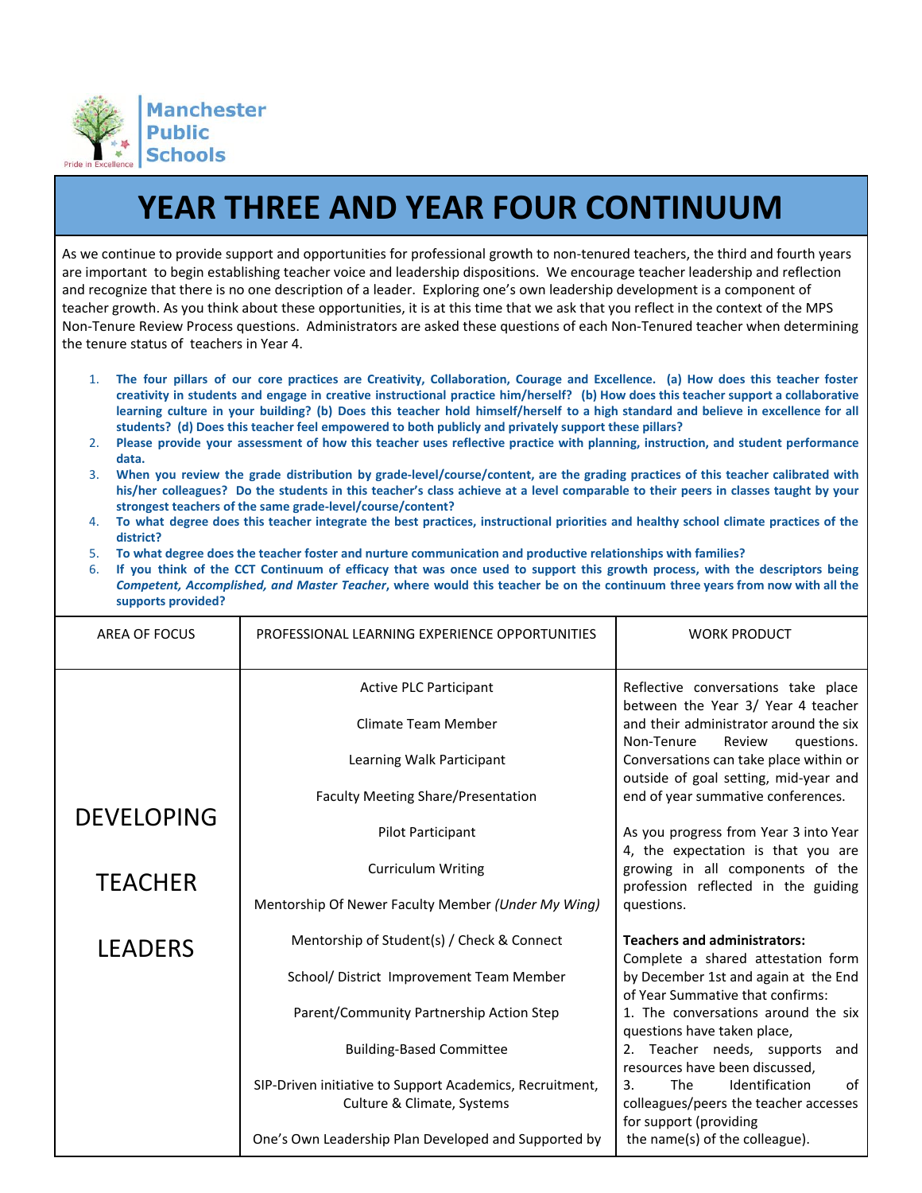Manchester Public Schools

Pride in Excellence

# YEAR THREE AND YEAR FOUR CONTINUUM

As we continue to provide support and opportunities for professional growth to non-tenured teachers, the third and fourth years are important to begin establishing teacher voice and leadership dispositions. We encourage teacher leadership and reflection and recognize that there is no one description of a leader. Exploring one's own leadership development is a component of teacher growth. As you think about these opportunities, it is at this time that we ask that you reflect in the context of the MPS Non-Tenure Review Process questions. Administrators are asked these questions of each Non-Tenured teacher when determining the tenure status of teachers in Year 4.

1. **The four pillars of our core practices are Creativity, Collaboration, Courage and Excellence. (a) How does this teacher foster creativity in students and engage in creative instructional practice him/herself? (b) How does this teacher support a collaborative learning culture in your building? (b) Does this teacher hold himself/herself to a high standard and believe in excellence for all students? (d) Does this teacher feel empowered to both publicly and privately support these pillars?**
2. **Please provide your assessment of how this teacher uses reflective practice with planning, instruction, and student performance data.**
3. **When you review the grade distribution by grade-level/course/content, are the grading practices of this teacher calibrated with his/her colleagues? Do the students in this teacher's class achieve at a level comparable to their peers in classes taught by your strongest teachers of the same grade-level/course/content?**
4. **To what degree does this teacher integrate the best practices, instructional priorities and healthy school climate practices of the district?**
5. **To what degree does the teacher foster and nurture communication and productive relationships with families?**
6. **If you think of the CCT Continuum of efficacy that was once used to support this growth process, with the descriptors being *Competent, Accomplished, and Master Teacher*, where would this teacher be on the continuum three years from now with all the supports provided?**

| AREA OF FOCUS | PROFESSIONAL LEARNING EXPERIENCE OPPORTUNITIES | WORK PRODUCT |
|---|---|---|
| DEVELOPING TEACHER LEADERS | Active PLC Participant<br><br>Climate Team Member<br><br>Learning Walk Participant<br><br>Faculty Meeting Share/Presentation<br><br>Pilot Participant<br><br>Curriculum Writing<br><br>Mentorship Of Newer Faculty Member *(Under My Wing)*<br><br>Mentorship of Student(s) / Check & Connect<br><br>School/ District Improvement Team Member<br><br>Parent/Community Partnership Action Step<br><br>Building-Based Committee<br><br>SIP-Driven initiative to Support Academics, Recruitment, Culture & Climate, Systems<br><br>One's Own Leadership Plan Developed and Supported by | Reflective conversations take place between the Year 3/ Year 4 teacher and their administrator around the six Non-Tenure Review questions. Conversations can take place within or outside of goal setting, mid-year and end of year summative conferences.<br><br>As you progress from Year 3 into Year 4, the expectation is that you are growing in all components of the profession reflected in the guiding questions.<br><br>**Teachers and administrators:**<br>Complete a shared attestation form by December 1st and again at the End of Year Summative that confirms:<br>1. The conversations around the six questions have taken place,<br>2. Teacher needs, supports and resources have been discussed,<br>3. The Identification of colleagues/peers the teacher accesses for support (providing the name(s) of the colleague). |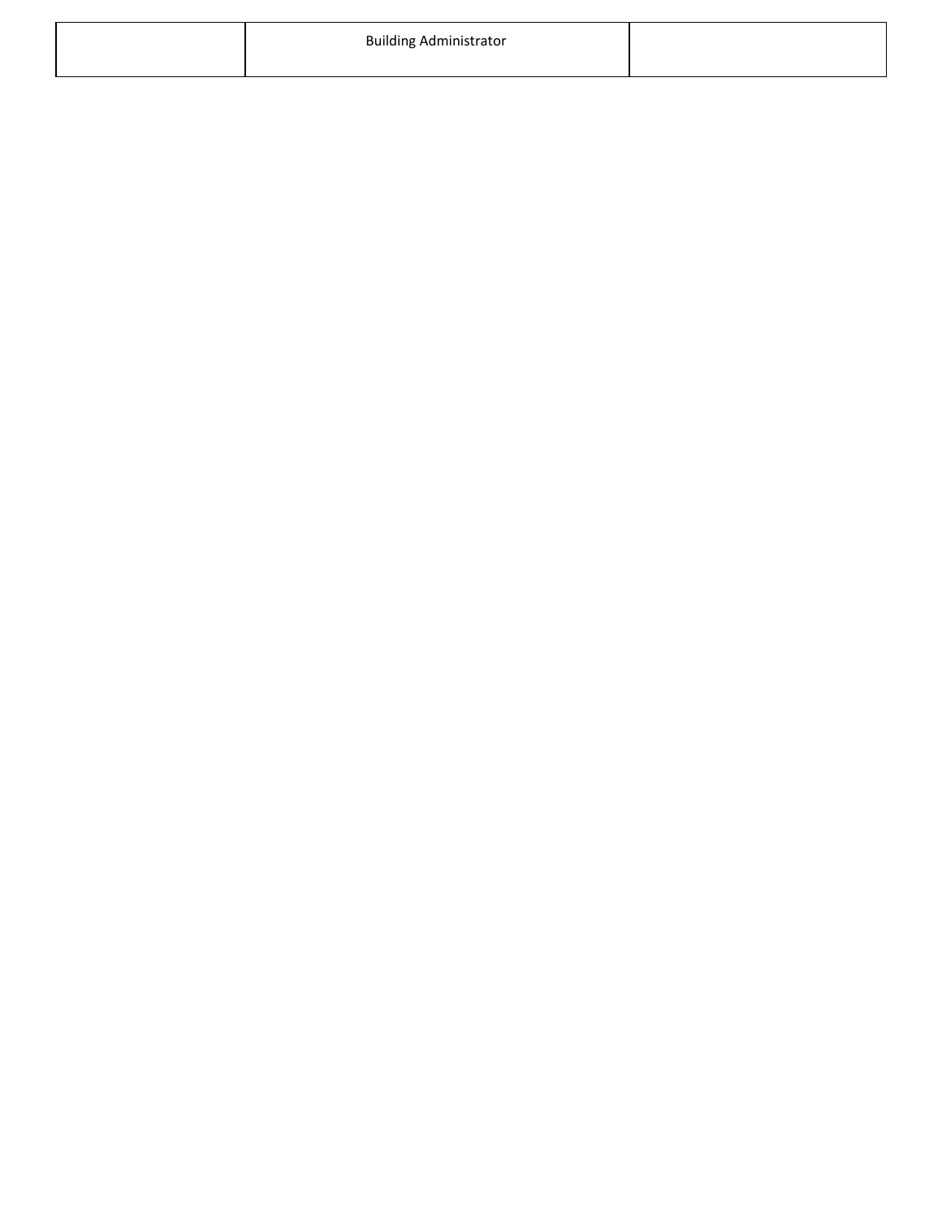| | | |
|---|---|---|
| | Building Administrator | |